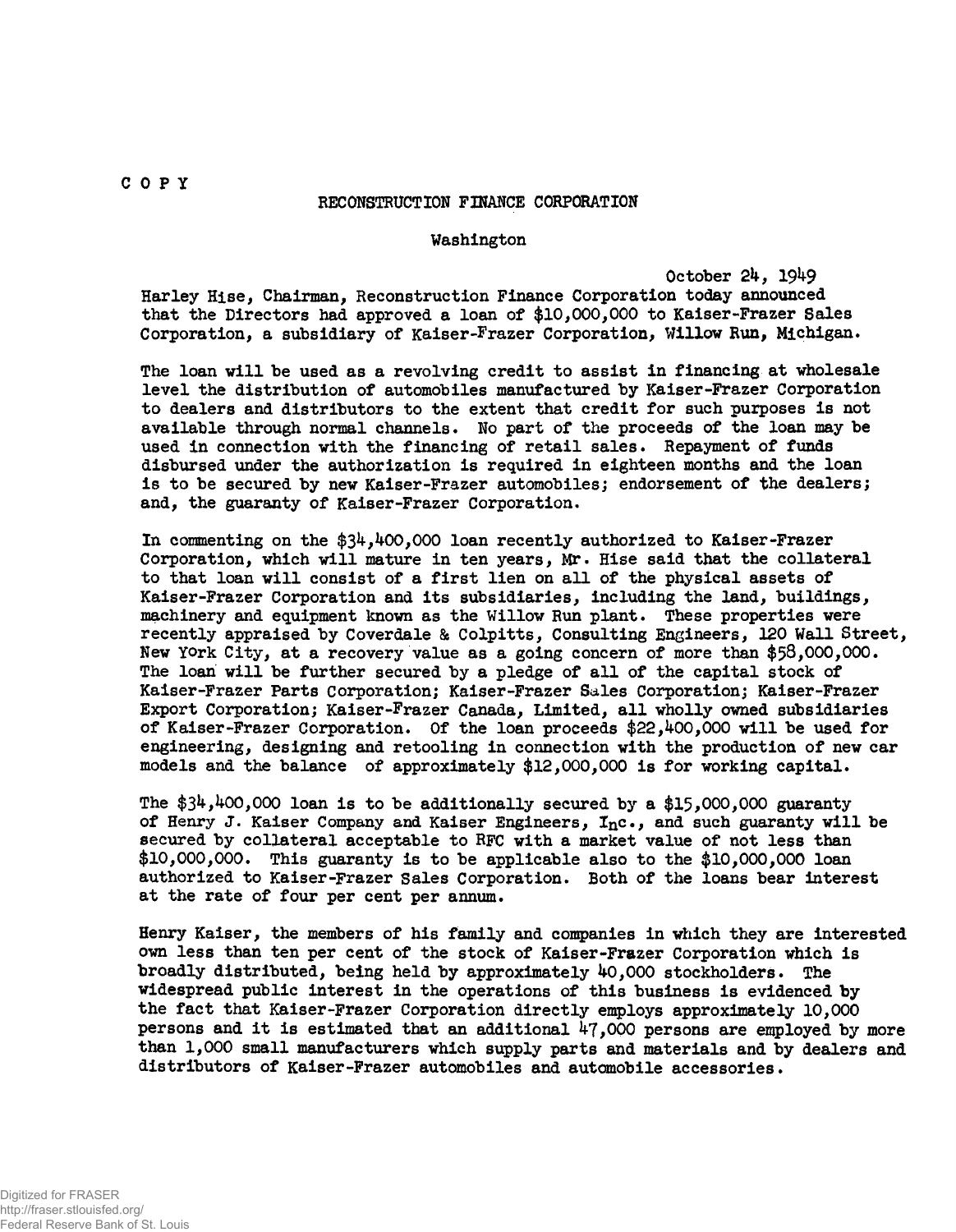COPY

RECONSTRUCTION FINANCE CORPORATION

Washington

October 24, 1949

Harley Hise, Chairman, Reconstruction Finance Corporation today announced that the Directors had approved a loan of $10,000,000 to Kaiser-Frazer Sales Corporation, a subsidiary of Kaiser-Frazer Corporation, Willow Run, Michigan.

The loan will be used as a revolving credit to assist in financing at wholesale level the distribution of automobiles manufactured by Kaiser-Frazer Corporation to dealers and distributors to the extent that credit for such purposes is not available through normal channels. No part of the proceeds of the loan may be used in connection with the financing of retail sales. Repayment of funds disbursed under the authorization is required in eighteen months and the loan is to be secured by new Kaiser-Frazer automobiles; endorsement of the dealers; and, the guaranty of Kaiser-Frazer Corporation.

In commenting on the $34,400,000 loan recently authorized to Kaiser-Frazer Corporation, which will mature in ten years, Mr. Hise said that the collateral to that loan will consist of a first lien on all of the physical assets of Kaiser-Frazer Corporation and its subsidiaries, including the land, buildings, machinery and equipment known as the Willow Run plant. These properties were recently appraised by Coverdale & Colpitts, Consulting Engineers, 120 Wall Street, New York City, at a recovery value as a going concern of more than $58,000,000. The loan will be further secured by a pledge of all of the capital stock of Kaiser-Frazer Parts Corporation; Kaiser-Frazer Sales Corporation; Kaiser-Frazer Export Corporation; Kaiser-Frazer Canada, Limited, all wholly owned subsidiaries of Kaiser-Frazer Corporation. Of the loan proceeds $22,400,000 will be used for engineering, designing and retooling in connection with the production of new car models and the balance of approximately $12,000,000 is for working capital.

The $34,400,000 loan is to be additionally secured by a $15,000,000 guaranty of Henry J. Kaiser Company and Kaiser Engineers, Inc., and such guaranty will be secured by collateral acceptable to RFC with a market value of not less than $10,000,000. This guaranty is to be applicable also to the $10,000,000 loan authorized to Kaiser-Frazer Sales Corporation. Both of the loans bear interest at the rate of four per cent per annum.

Henry Kaiser, the members of his family and companies in which they are interested own less than ten per cent of the stock of Kaiser-Frazer Corporation which is broadly distributed, being held by approximately 40,000 stockholders. The widespread public interest in the operations of this business is evidenced by the fact that Kaiser-Frazer Corporation directly employs approximately 10,000 persons and it is estimated that an additional 47,000 persons are employed by more than 1,000 small manufacturers which supply parts and materials and by dealers and distributors of Kaiser-Frazer automobiles and automobile accessories.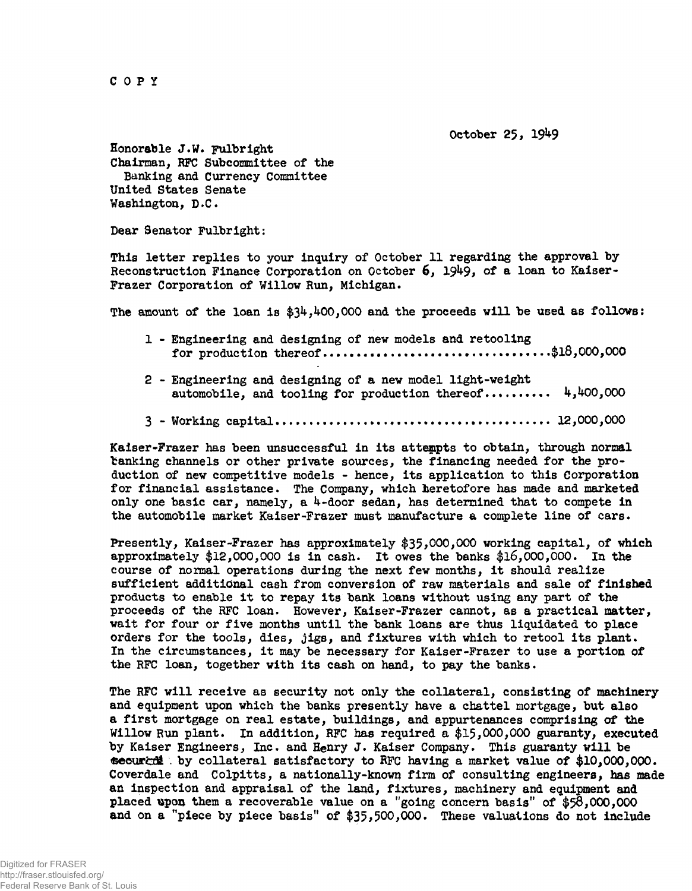COPY

October 25, 1949

Honorable J.W. Fulbright
Chairman, RFC Subcommittee of the
Banking and Currency Committee
United States Senate
Washington, D.C.

Dear Senator Fulbright:

This letter replies to your inquiry of October 11 regarding the approval by Reconstruction Finance Corporation on October 6, 1949, of a loan to Kaiser-Frazer Corporation of Willow Run, Michigan.

The amount of the loan is $34,400,000 and the proceeds will be used as follows:

1 - Engineering and designing of new models and retooling for production thereof.................................$18,000,000

2 - Engineering and designing of a new model light-weight automobile, and tooling for production thereof.......... 4,400,000

3 - Working capital........................................ 12,000,000

Kaiser-Frazer has been unsuccessful in its attempts to obtain, through normal banking channels or other private sources, the financing needed for the production of new competitive models - hence, its application to this Corporation for financial assistance. The Company, which heretofore has made and marketed only one basic car, namely, a 4-door sedan, has determined that to compete in the automobile market Kaiser-Frazer must manufacture a complete line of cars.

Presently, Kaiser-Frazer has approximately $35,000,000 working capital, of which approximately $12,000,000 is in cash. It owes the banks $16,000,000. In the course of normal operations during the next few months, it should realize sufficient additional cash from conversion of raw materials and sale of finished products to enable it to repay its bank loans without using any part of the proceeds of the RFC loan. However, Kaiser-Frazer cannot, as a practical matter, wait for four or five months until the bank loans are thus liquidated to place orders for the tools, dies, jigs, and fixtures with which to retool its plant. In the circumstances, it may be necessary for Kaiser-Frazer to use a portion of the RFC loan, together with its cash on hand, to pay the banks.

The RFC will receive as security not only the collateral, consisting of machinery and equipment upon which the banks presently have a chattel mortgage, but also a first mortgage on real estate, buildings, and appurtenances comprising of the Willow Run plant. In addition, RFC has required a $15,000,000 guaranty, executed by Kaiser Engineers, Inc. and Henry J. Kaiser Company. This guaranty will be secured by collateral satisfactory to RFC having a market value of $10,000,000. Coverdale and Colpitts, a nationally-known firm of consulting engineers, has made an inspection and appraisal of the land, fixtures, machinery and equipment and placed upon them a recoverable value on a "going concern basis" of $58,000,000 and on a "piece by piece basis" of $35,500,000. These valuations do not include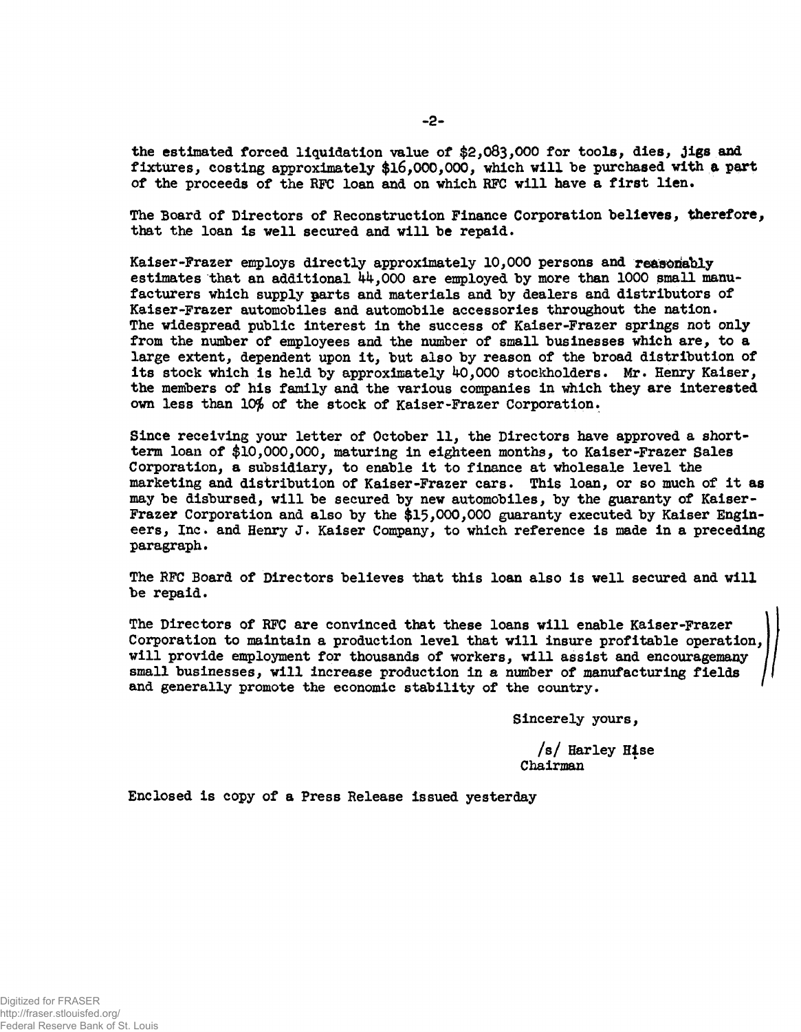the estimated forced liquidation value of $2,083,000 for tools, dies, jigs and fixtures, costing approximately $16,000,000, which will be purchased with a part of the proceeds of the RFC loan and on which RFC will have a first lien.

The Board of Directors of Reconstruction Finance Corporation believes, therefore, that the loan is well secured and will be repaid.

Kaiser-Frazer employs directly approximately 10,000 persons and reasonably estimates that an additional 44,000 are employed by more than 1000 small manufacturers which supply parts and materials and by dealers and distributors of Kaiser-Frazer automobiles and automobile accessories throughout the nation. The widespread public interest in the success of Kaiser-Frazer springs not only from the number of employees and the number of small businesses which are, to a large extent, dependent upon it, but also by reason of the broad distribution of its stock which is held by approximately 40,000 stockholders. Mr. Henry Kaiser, the members of his family and the various companies in which they are interested own less than 10% of the stock of Kaiser-Frazer Corporation.

Since receiving your letter of October 11, the Directors have approved a short-term loan of $10,000,000, maturing in eighteen months, to Kaiser-Frazer Sales Corporation, a subsidiary, to enable it to finance at wholesale level the marketing and distribution of Kaiser-Frazer cars. This loan, or so much of it as may be disbursed, will be secured by new automobiles, by the guaranty of Kaiser-Frazer Corporation and also by the $15,000,000 guaranty executed by Kaiser Engineers, Inc. and Henry J. Kaiser Company, to which reference is made in a preceding paragraph.

The RFC Board of Directors believes that this loan also is well secured and will be repaid.

The Directors of RFC are convinced that these loans will enable Kaiser-Frazer Corporation to maintain a production level that will insure profitable operation, will provide employment for thousands of workers, will assist and encouragemany small businesses, will increase production in a number of manufacturing fields and generally promote the economic stability of the country.

Sincerely yours,

/s/ Harley Hise
Chairman

Enclosed is copy of a Press Release issued yesterday